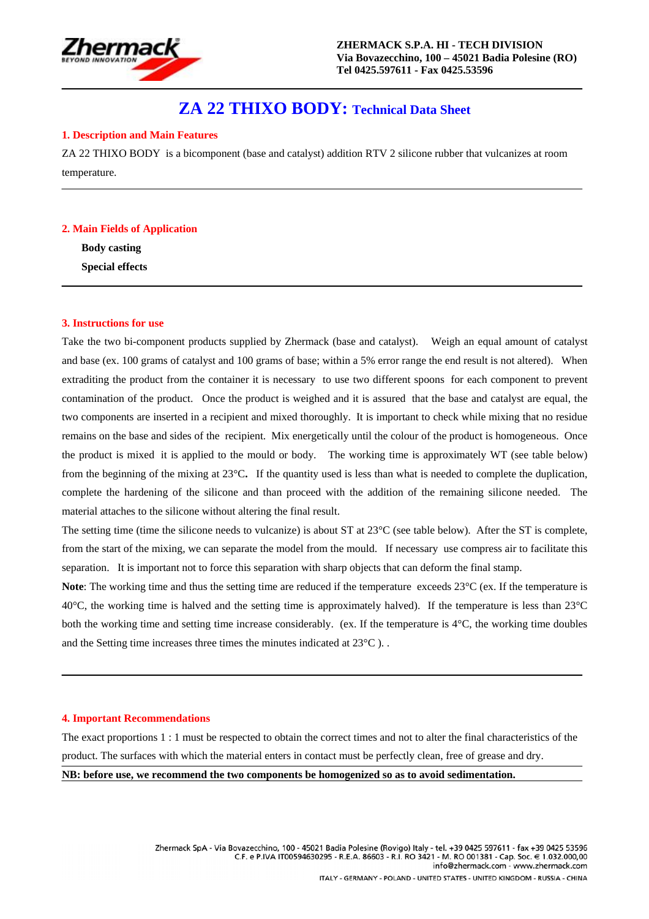ZHERMACK S.P.A. HI - TECH DIVISION
Via Bovazecchino, 100 – 45021 Badia Polesine (RO)
Tel 0425.597611 - Fax 0425.53596

# ZA 22 THIXO BODY: Technical Data Sheet

## 1. Description and Main Features

ZA 22 THIXO BODY is a bicomponent (base and catalyst) addition RTV 2 silicone rubber that vulcanizes at room temperature.

## 2. Main Fields of Application

**Body casting**

**Special effects**

## 3. Instructions for use

Take the two bi-component products supplied by Zhermack (base and catalyst). Weigh an equal amount of catalyst and base (ex. 100 grams of catalyst and 100 grams of base; within a 5% error range the end result is not altered). When extraditing the product from the container it is necessary to use two different spoons for each component to prevent contamination of the product. Once the product is weighed and it is assured that the base and catalyst are equal, the two components are inserted in a recipient and mixed thoroughly. It is important to check while mixing that no residue remains on the base and sides of the recipient. Mix energetically until the colour of the product is homogeneous. Once the product is mixed it is applied to the mould or body. The working time is approximately WT (see table below) from the beginning of the mixing at 23°C**.** If the quantity used is less than what is needed to complete the duplication, complete the hardening of the silicone and than proceed with the addition of the remaining silicone needed. The material attaches to the silicone without altering the final result.

The setting time (time the silicone needs to vulcanize) is about ST at 23°C (see table below). After the ST is complete, from the start of the mixing, we can separate the model from the mould. If necessary use compress air to facilitate this separation. It is important not to force this separation with sharp objects that can deform the final stamp.

**Note**: The working time and thus the setting time are reduced if the temperature exceeds 23°C (ex. If the temperature is 40°C, the working time is halved and the setting time is approximately halved). If the temperature is less than 23°C both the working time and setting time increase considerably. (ex. If the temperature is 4°C, the working time doubles and the Setting time increases three times the minutes indicated at 23°C ). .

## 4. Important Recommendations

The exact proportions 1 : 1 must be respected to obtain the correct times and not to alter the final characteristics of the product. The surfaces with which the material enters in contact must be perfectly clean, free of grease and dry.

**NB: before use, we recommend the two components be homogenized so as to avoid sedimentation.**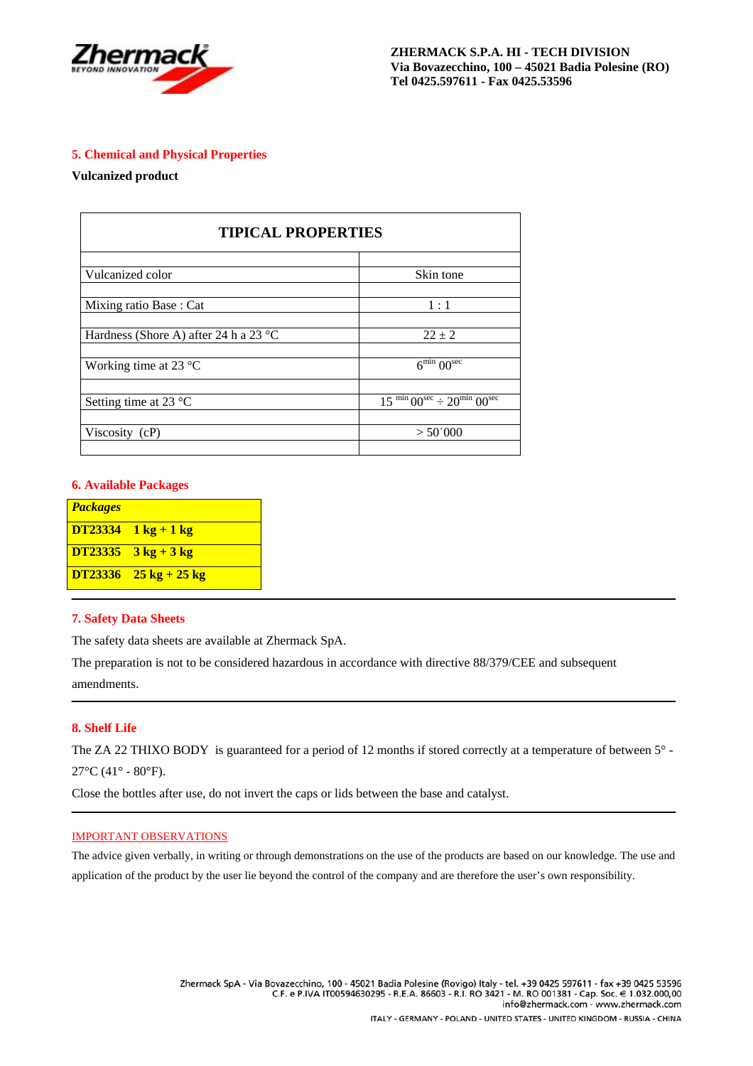## 5. Chemical and Physical Properties

**Vulcanized product**

| TIPICAL PROPERTIES | |
|---|---|
| Vulcanized color | Skin tone |
| Mixing ratio Base : Cat | 1 : 1 |
| Hardness (Shore A) after 24 h a 23 °C | 22 ± 2 |
| Working time at 23 °C | $6^{min}\ 00^{sec}$ |
| Setting time at 23 °C | $15\ ^{min}\ 00^{sec} \div 20^{min}\ 00^{sec}$ |
| Viscosity (cP) | > 50˙000 |

## 6. Available Packages

| *Packages* | |
|---|---|
| **DT23334** | **1 kg + 1 kg** |
| **DT23335** | **3 kg + 3 kg** |
| **DT23336** | **25 kg + 25 kg** |

## 7. Safety Data Sheets

The safety data sheets are available at Zhermack SpA.

The preparation is not to be considered hazardous in accordance with directive 88/379/CEE and subsequent amendments.

## 8. Shelf Life

The ZA 22 THIXO BODY is guaranteed for a period of 12 months if stored correctly at a temperature of between 5° - 27°C (41° - 80°F).

Close the bottles after use, do not invert the caps or lids between the base and catalyst.

IMPORTANT OBSERVATIONS

The advice given verbally, in writing or through demonstrations on the use of the products are based on our knowledge. The use and application of the product by the user lie beyond the control of the company and are therefore the user's own responsibility.